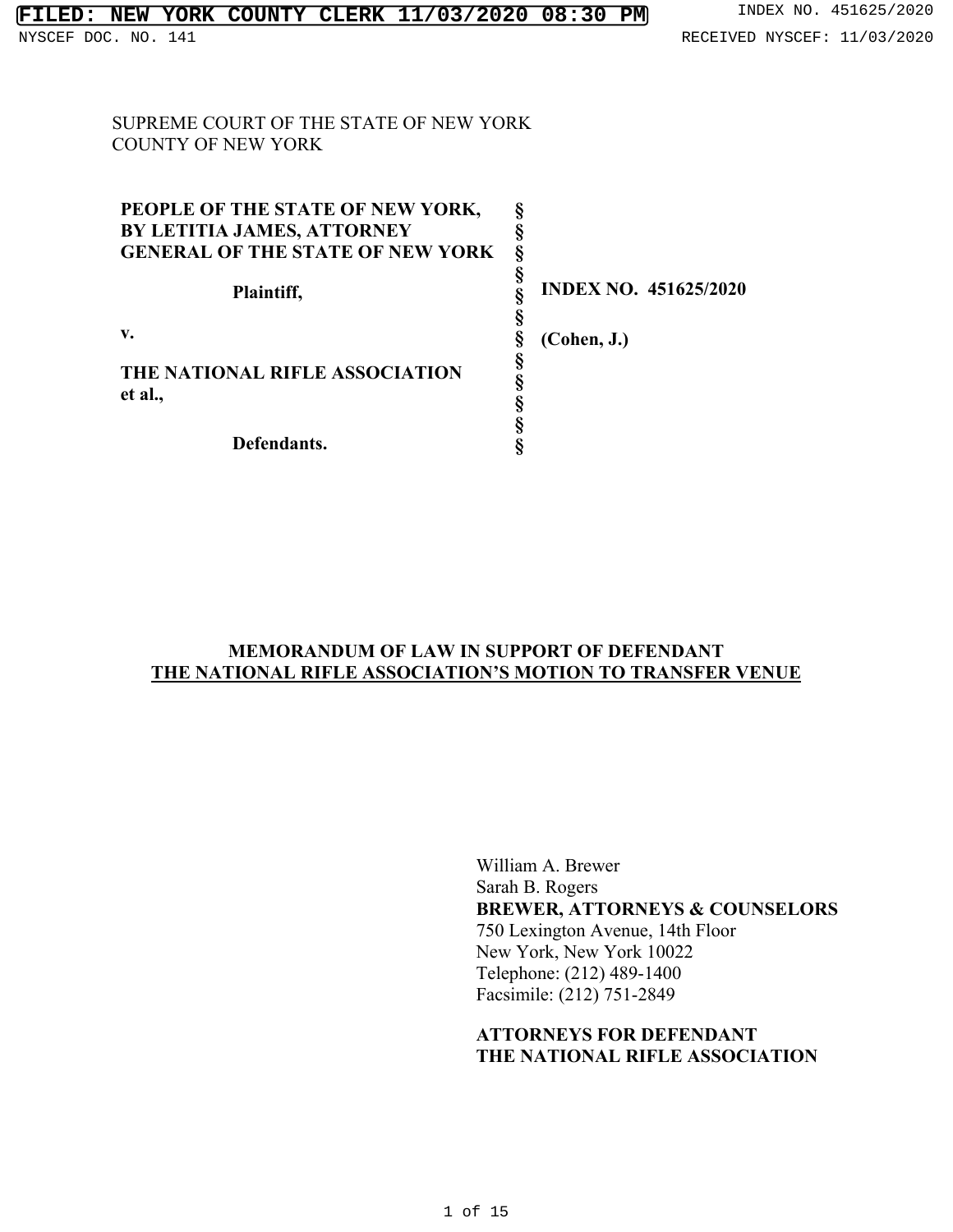FILED: NEW YORK COUNTY CLERK 11/03/2020 08:30 PM

INDEX NO. 451625/2020

NYSCEF DOC. NO. 141

RECEIVED NYSCEF: 11/03/2020

SUPREME COURT OF THE STATE OF NEW YORK
COUNTY OF NEW YORK

| | | |
|---|---|---|
| **PEOPLE OF THE STATE OF NEW YORK, BY LETITIA JAMES, ATTORNEY GENERAL OF THE STATE OF NEW YORK** | § | |
| **Plaintiff,** | § | **INDEX NO. 451625/2020** |
| **v.** | § | **(Cohen, J.)** |
| **THE NATIONAL RIFLE ASSOCIATION et al.,** | § | |
| **Defendants.** | § | |

**MEMORANDUM OF LAW IN SUPPORT OF DEFENDANT THE NATIONAL RIFLE ASSOCIATION'S MOTION TO TRANSFER VENUE**

William A. Brewer
Sarah B. Rogers
**BREWER, ATTORNEYS & COUNSELORS**
750 Lexington Avenue, 14th Floor
New York, New York 10022
Telephone: (212) 489-1400
Facsimile: (212) 751-2849

**ATTORNEYS FOR DEFENDANT THE NATIONAL RIFLE ASSOCIATION**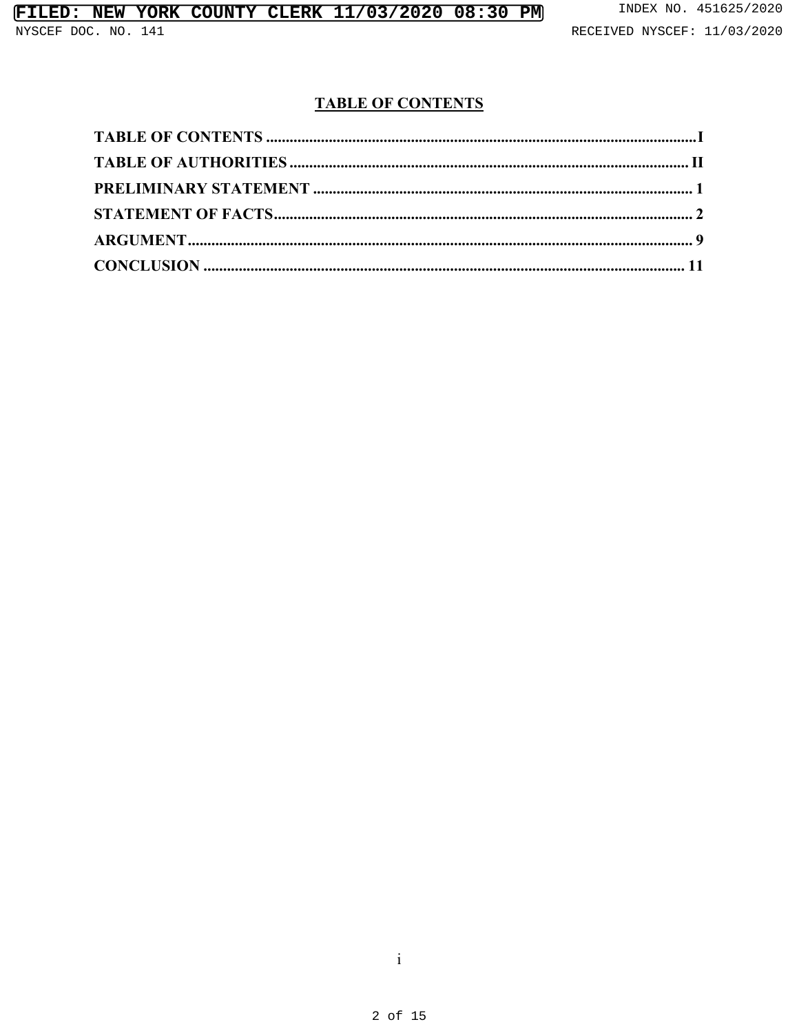## TABLE OF CONTENTS

**TABLE OF CONTENTS** ............................................................................................................I

**TABLE OF AUTHORITIES** .....................................................................................................II

**PRELIMINARY STATEMENT** ................................................................................................ 1

**STATEMENT OF FACTS**........................................................................................................ 2

**ARGUMENT**............................................................................................................................ 9

**CONCLUSION** ......................................................................................................................... 11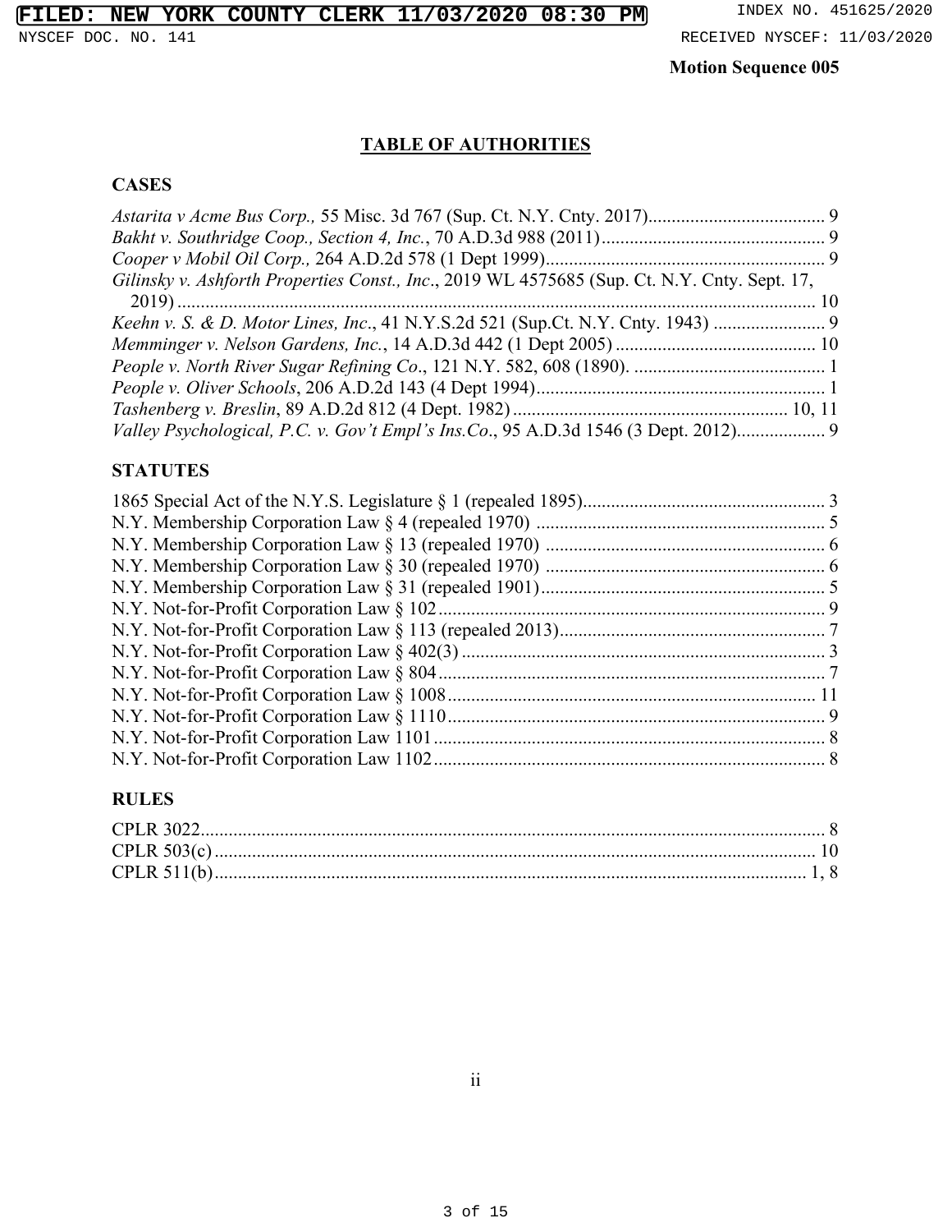**Motion Sequence 005**

## TABLE OF AUTHORITIES

### CASES

*Astarita v Acme Bus Corp.,* 55 Misc. 3d 767 (Sup. Ct. N.Y. Cnty. 2017) ...... 9
*Bakht v. Southridge Coop., Section 4, Inc.*, 70 A.D.3d 988 (2011) ...... 9
*Cooper v Mobil Oil Corp.,* 264 A.D.2d 578 (1 Dept 1999) ...... 9
*Gilinsky v. Ashforth Properties Const., Inc*., 2019 WL 4575685 (Sup. Ct. N.Y. Cnty. Sept. 17, 2019) ...... 10
*Keehn v. S. & D. Motor Lines, Inc*., 41 N.Y.S.2d 521 (Sup.Ct. N.Y. Cnty. 1943) ...... 9
*Memminger v. Nelson Gardens, Inc.*, 14 A.D.3d 442 (1 Dept 2005) ...... 10
*People v. North River Sugar Refining Co*., 121 N.Y. 582, 608 (1890). ...... 1
*People v. Oliver Schools*, 206 A.D.2d 143 (4 Dept 1994) ...... 1
*Tashenberg v. Breslin*, 89 A.D.2d 812 (4 Dept. 1982) ...... 10, 11
*Valley Psychological, P.C. v. Gov't Empl's Ins.Co*., 95 A.D.3d 1546 (3 Dept. 2012) ...... 9

### STATUTES

1865 Special Act of the N.Y.S. Legislature § 1 (repealed 1895) ...... 3
N.Y. Membership Corporation Law § 4 (repealed 1970) ...... 5
N.Y. Membership Corporation Law § 13 (repealed 1970) ...... 6
N.Y. Membership Corporation Law § 30 (repealed 1970) ...... 6
N.Y. Membership Corporation Law § 31 (repealed 1901) ...... 5
N.Y. Not-for-Profit Corporation Law § 102 ...... 9
N.Y. Not-for-Profit Corporation Law § 113 (repealed 2013) ...... 7
N.Y. Not-for-Profit Corporation Law § 402(3) ...... 3
N.Y. Not-for-Profit Corporation Law § 804 ...... 7
N.Y. Not-for-Profit Corporation Law § 1008 ...... 11
N.Y. Not-for-Profit Corporation Law § 1110 ...... 9
N.Y. Not-for-Profit Corporation Law 1101 ...... 8
N.Y. Not-for-Profit Corporation Law 1102 ...... 8

### RULES

CPLR 3022 ...... 8
CPLR 503(c) ...... 10
CPLR 511(b) ...... 1, 8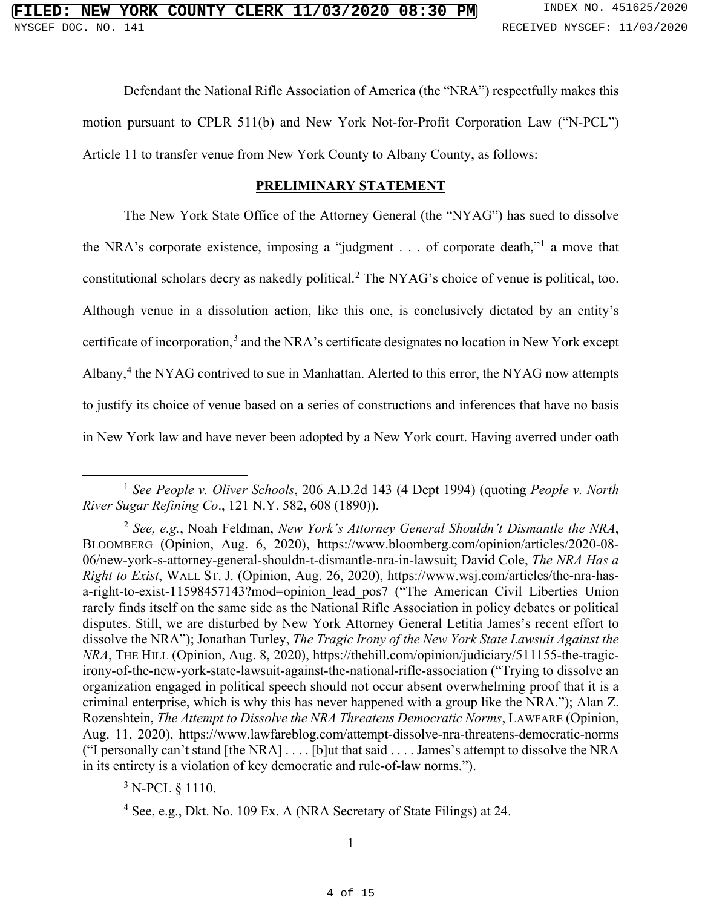Defendant the National Rifle Association of America (the "NRA") respectfully makes this motion pursuant to CPLR 511(b) and New York Not-for-Profit Corporation Law ("N-PCL") Article 11 to transfer venue from New York County to Albany County, as follows:

## PRELIMINARY STATEMENT

The New York State Office of the Attorney General (the "NYAG") has sued to dissolve the NRA's corporate existence, imposing a "judgment . . . of corporate death,"[1] a move that constitutional scholars decry as nakedly political.[2] The NYAG's choice of venue is political, too. Although venue in a dissolution action, like this one, is conclusively dictated by an entity's certificate of incorporation,[3] and the NRA's certificate designates no location in New York except Albany,[4] the NYAG contrived to sue in Manhattan. Alerted to this error, the NYAG now attempts to justify its choice of venue based on a series of constructions and inferences that have no basis in New York law and have never been adopted by a New York court. Having averred under oath

---

[1] *See People v. Oliver Schools*, 206 A.D.2d 143 (4 Dept 1994) (quoting *People v. North River Sugar Refining Co*., 121 N.Y. 582, 608 (1890)).

[2] *See, e.g.*, Noah Feldman, *New York's Attorney General Shouldn't Dismantle the NRA*, BLOOMBERG (Opinion, Aug. 6, 2020), https://www.bloomberg.com/opinion/articles/2020-08-06/new-york-s-attorney-general-shouldn-t-dismantle-nra-in-lawsuit; David Cole, *The NRA Has a Right to Exist*, WALL ST. J. (Opinion, Aug. 26, 2020), https://www.wsj.com/articles/the-nra-has-a-right-to-exist-11598457143?mod=opinion_lead_pos7 ("The American Civil Liberties Union rarely finds itself on the same side as the National Rifle Association in policy debates or political disputes. Still, we are disturbed by New York Attorney General Letitia James's recent effort to dissolve the NRA"); Jonathan Turley, *The Tragic Irony of the New York State Lawsuit Against the NRA*, THE HILL (Opinion, Aug. 8, 2020), https://thehill.com/opinion/judiciary/511155-the-tragic-irony-of-the-new-york-state-lawsuit-against-the-national-rifle-association ("Trying to dissolve an organization engaged in political speech should not occur absent overwhelming proof that it is a criminal enterprise, which is why this has never happened with a group like the NRA."); Alan Z. Rozenshtein, *The Attempt to Dissolve the NRA Threatens Democratic Norms*, LAWFARE (Opinion, Aug. 11, 2020), https://www.lawfareblog.com/attempt-dissolve-nra-threatens-democratic-norms ("I personally can't stand [the NRA] . . . . [b]ut that said . . . . James's attempt to dissolve the NRA in its entirety is a violation of key democratic and rule-of-law norms.").

[3] N-PCL § 1110.

[4] See, e.g., Dkt. No. 109 Ex. A (NRA Secretary of State Filings) at 24.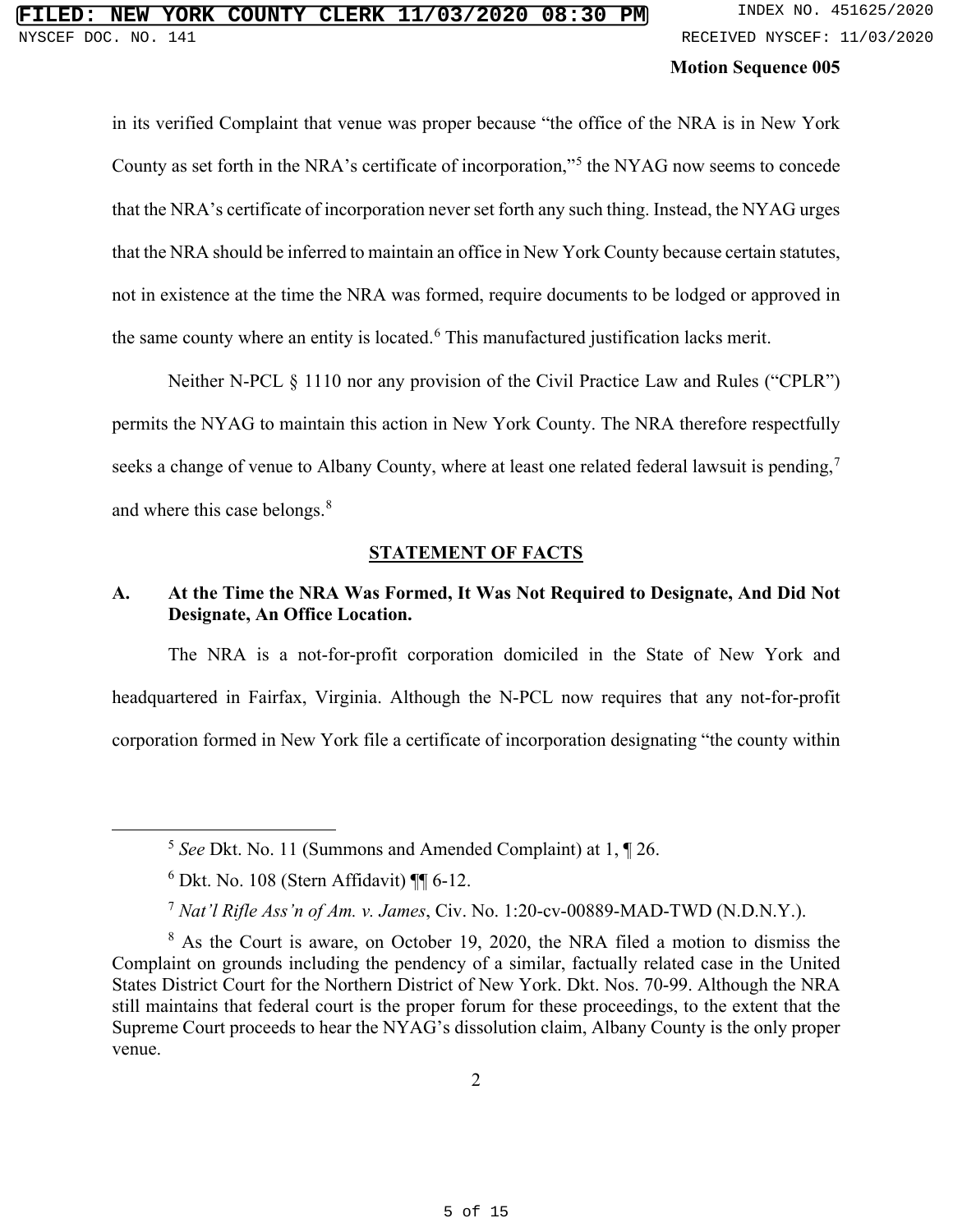in its verified Complaint that venue was proper because "the office of the NRA is in New York County as set forth in the NRA's certificate of incorporation,"[5] the NYAG now seems to concede that the NRA's certificate of incorporation never set forth any such thing. Instead, the NYAG urges that the NRA should be inferred to maintain an office in New York County because certain statutes, not in existence at the time the NRA was formed, require documents to be lodged or approved in the same county where an entity is located.[6] This manufactured justification lacks merit.

Neither N-PCL § 1110 nor any provision of the Civil Practice Law and Rules ("CPLR") permits the NYAG to maintain this action in New York County. The NRA therefore respectfully seeks a change of venue to Albany County, where at least one related federal lawsuit is pending,[7] and where this case belongs.[8]

## STATEMENT OF FACTS

### A. At the Time the NRA Was Formed, It Was Not Required to Designate, And Did Not Designate, An Office Location.

The NRA is a not-for-profit corporation domiciled in the State of New York and headquartered in Fairfax, Virginia. Although the N-PCL now requires that any not-for-profit corporation formed in New York file a certificate of incorporation designating "the county within

---

[5] *See* Dkt. No. 11 (Summons and Amended Complaint) at 1, ¶ 26.

[6] Dkt. No. 108 (Stern Affidavit) ¶¶ 6-12.

[7] *Nat'l Rifle Ass'n of Am. v. James*, Civ. No. 1:20-cv-00889-MAD-TWD (N.D.N.Y.).

[8] As the Court is aware, on October 19, 2020, the NRA filed a motion to dismiss the Complaint on grounds including the pendency of a similar, factually related case in the United States District Court for the Northern District of New York. Dkt. Nos. 70-99. Although the NRA still maintains that federal court is the proper forum for these proceedings, to the extent that the Supreme Court proceeds to hear the NYAG's dissolution claim, Albany County is the only proper venue.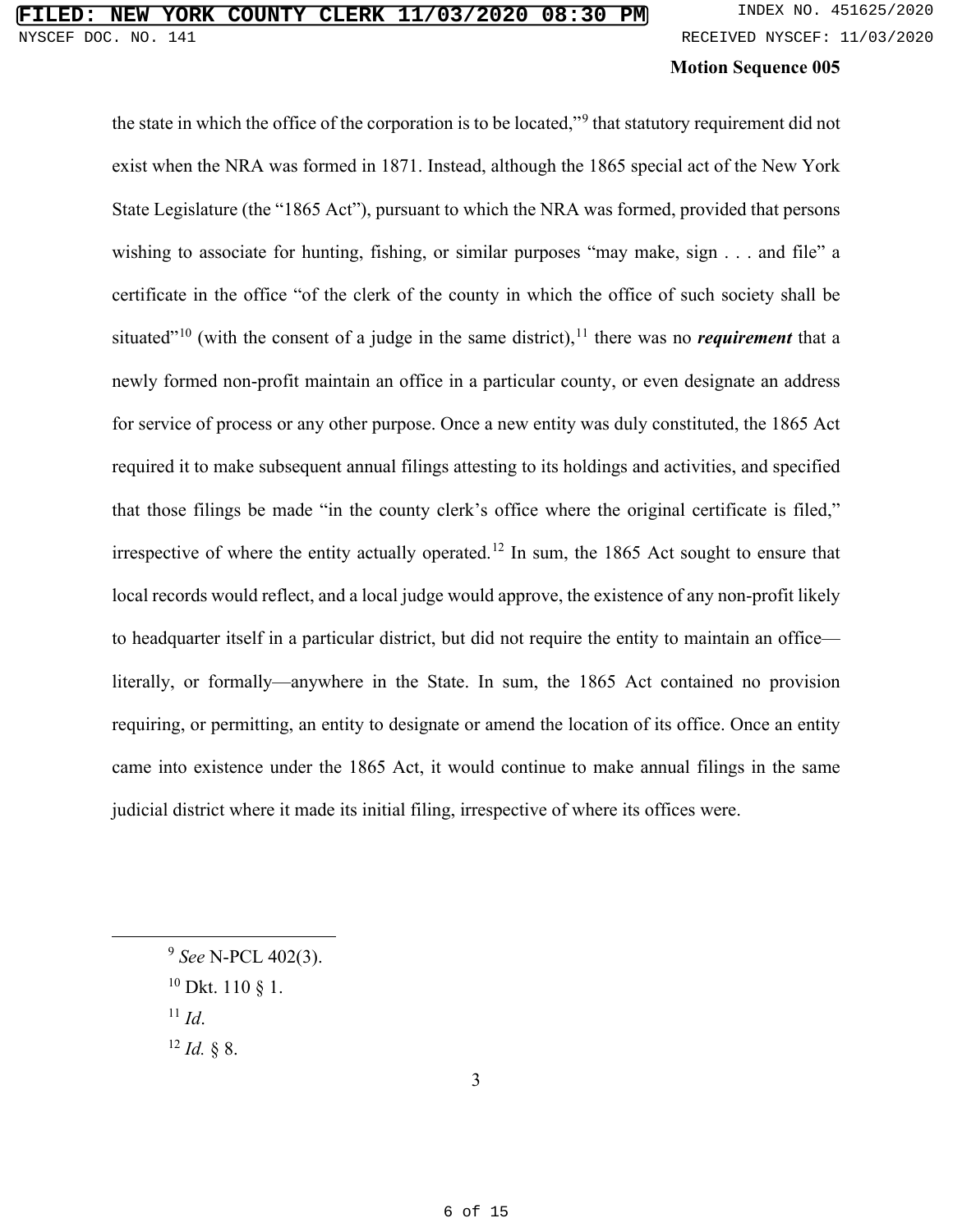the state in which the office of the corporation is to be located,”[9] that statutory requirement did not exist when the NRA was formed in 1871. Instead, although the 1865 special act of the New York State Legislature (the “1865 Act”), pursuant to which the NRA was formed, provided that persons wishing to associate for hunting, fishing, or similar purposes “may make, sign . . . and file” a certificate in the office “of the clerk of the county in which the office of such society shall be situated”[10] (with the consent of a judge in the same district),[11] there was no ***requirement*** that a newly formed non-profit maintain an office in a particular county, or even designate an address for service of process or any other purpose. Once a new entity was duly constituted, the 1865 Act required it to make subsequent annual filings attesting to its holdings and activities, and specified that those filings be made “in the county clerk’s office where the original certificate is filed,” irrespective of where the entity actually operated.[12] In sum, the 1865 Act sought to ensure that local records would reflect, and a local judge would approve, the existence of any non-profit likely to headquarter itself in a particular district, but did not require the entity to maintain an office—literally, or formally—anywhere in the State. In sum, the 1865 Act contained no provision requiring, or permitting, an entity to designate or amend the location of its office. Once an entity came into existence under the 1865 Act, it would continue to make annual filings in the same judicial district where it made its initial filing, irrespective of where its offices were.

---

[9] *See* N-PCL 402(3).

[10] Dkt. 110 § 1.

[11] *Id*.

[12] *Id.* § 8.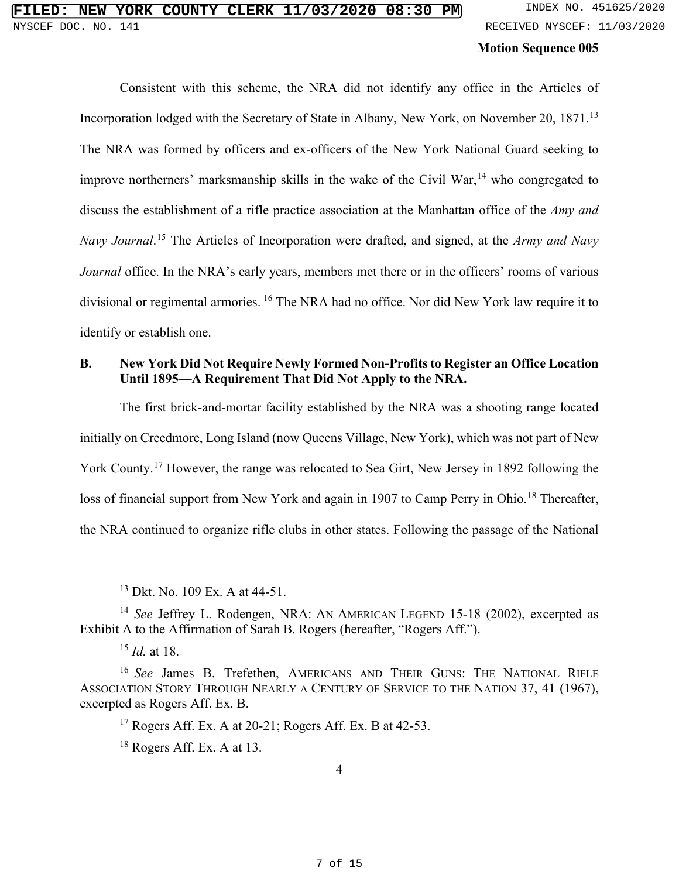Motion Sequence 005

Consistent with this scheme, the NRA did not identify any office in the Articles of Incorporation lodged with the Secretary of State in Albany, New York, on November 20, 1871.[13] The NRA was formed by officers and ex-officers of the New York National Guard seeking to improve northerners' marksmanship skills in the wake of the Civil War,[14] who congregated to discuss the establishment of a rifle practice association at the Manhattan office of the *Amy and Navy Journal*.[15] The Articles of Incorporation were drafted, and signed, at the *Army and Navy Journal* office. In the NRA's early years, members met there or in the officers' rooms of various divisional or regimental armories.[16] The NRA had no office. Nor did New York law require it to identify or establish one.

### B. New York Did Not Require Newly Formed Non-Profits to Register an Office Location Until 1895—A Requirement That Did Not Apply to the NRA.

The first brick-and-mortar facility established by the NRA was a shooting range located initially on Creedmore, Long Island (now Queens Village, New York), which was not part of New York County.[17] However, the range was relocated to Sea Girt, New Jersey in 1892 following the loss of financial support from New York and again in 1907 to Camp Perry in Ohio.[18] Thereafter, the NRA continued to organize rifle clubs in other states. Following the passage of the National

---

[13] Dkt. No. 109 Ex. A at 44-51.

[14] *See* Jeffrey L. Rodengen, NRA: AN AMERICAN LEGEND 15-18 (2002), excerpted as Exhibit A to the Affirmation of Sarah B. Rogers (hereafter, "Rogers Aff.").

[15] *Id.* at 18.

[16] *See* James B. Trefethen, AMERICANS AND THEIR GUNS: THE NATIONAL RIFLE ASSOCIATION STORY THROUGH NEARLY A CENTURY OF SERVICE TO THE NATION 37, 41 (1967), excerpted as Rogers Aff. Ex. B.

[17] Rogers Aff. Ex. A at 20-21; Rogers Aff. Ex. B at 42-53.

[18] Rogers Aff. Ex. A at 13.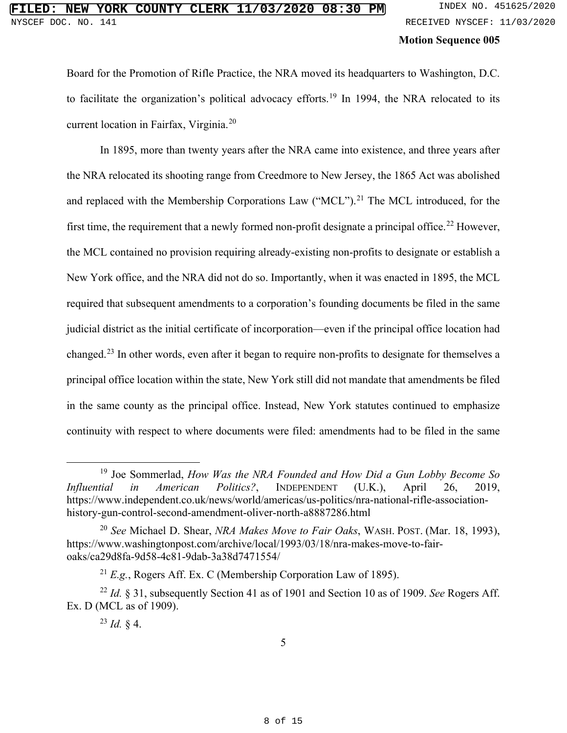Board for the Promotion of Rifle Practice, the NRA moved its headquarters to Washington, D.C. to facilitate the organization's political advocacy efforts.[19] In 1994, the NRA relocated to its current location in Fairfax, Virginia.[20]

In 1895, more than twenty years after the NRA came into existence, and three years after the NRA relocated its shooting range from Creedmore to New Jersey, the 1865 Act was abolished and replaced with the Membership Corporations Law ("MCL").[21] The MCL introduced, for the first time, the requirement that a newly formed non-profit designate a principal office.[22] However, the MCL contained no provision requiring already-existing non-profits to designate or establish a New York office, and the NRA did not do so. Importantly, when it was enacted in 1895, the MCL required that subsequent amendments to a corporation's founding documents be filed in the same judicial district as the initial certificate of incorporation—even if the principal office location had changed.[23] In other words, even after it began to require non-profits to designate for themselves a principal office location within the state, New York still did not mandate that amendments be filed in the same county as the principal office. Instead, New York statutes continued to emphasize continuity with respect to where documents were filed: amendments had to be filed in the same

---

[19] Joe Sommerlad, *How Was the NRA Founded and How Did a Gun Lobby Become So Influential in American Politics?*, INDEPENDENT (U.K.), April 26, 2019, https://www.independent.co.uk/news/world/americas/us-politics/nra-national-rifle-association-history-gun-control-second-amendment-oliver-north-a8887286.html

[20] *See* Michael D. Shear, *NRA Makes Move to Fair Oaks*, WASH. POST. (Mar. 18, 1993), https://www.washingtonpost.com/archive/local/1993/03/18/nra-makes-move-to-fair-oaks/ca29d8fa-9d58-4c81-9dab-3a38d7471554/

[21] *E.g.*, Rogers Aff. Ex. C (Membership Corporation Law of 1895).

[22] *Id.* § 31, subsequently Section 41 as of 1901 and Section 10 as of 1909. *See* Rogers Aff. Ex. D (MCL as of 1909).

[23] *Id.* § 4.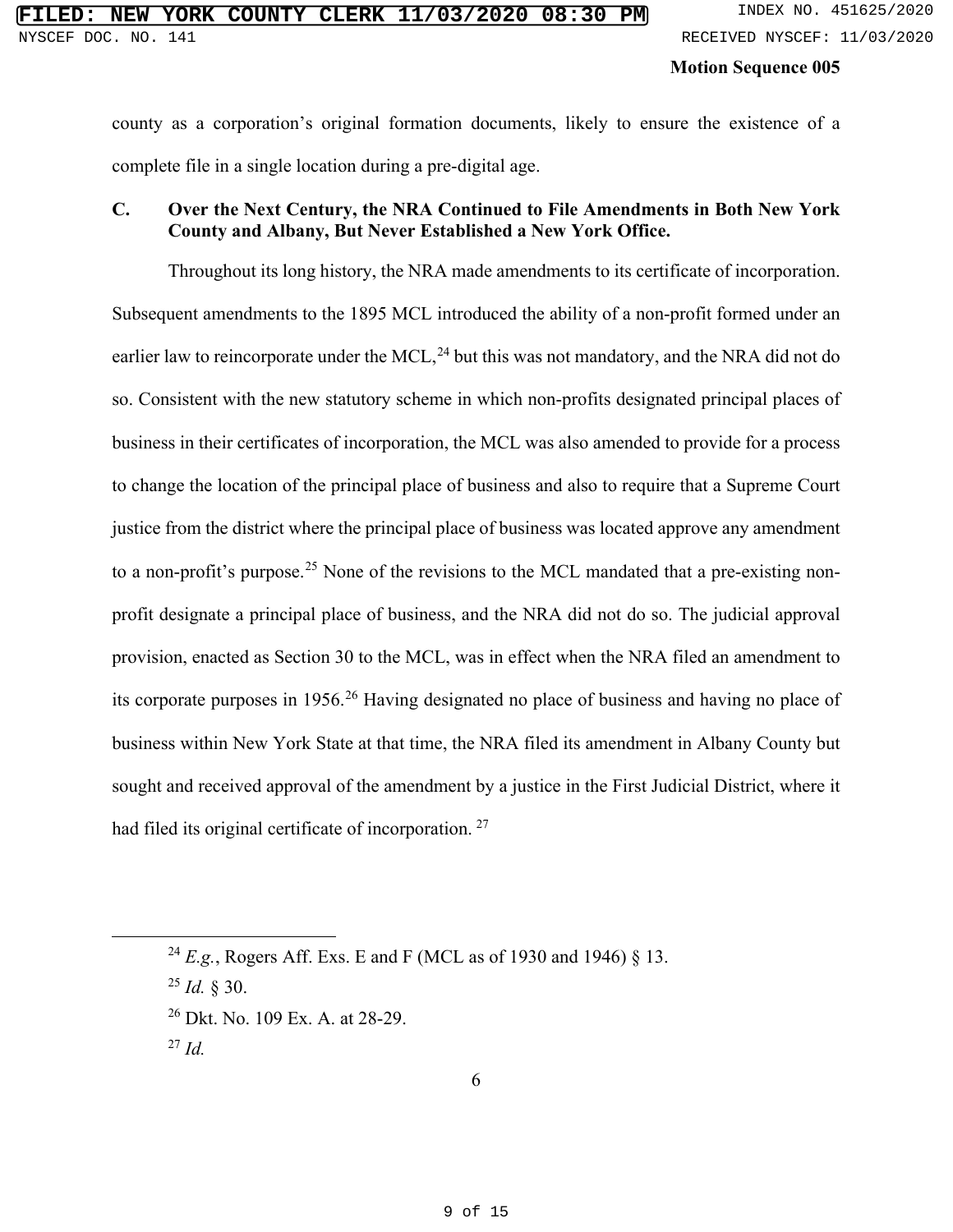county as a corporation's original formation documents, likely to ensure the existence of a complete file in a single location during a pre-digital age.

**C. Over the Next Century, the NRA Continued to File Amendments in Both New York County and Albany, But Never Established a New York Office.**

Throughout its long history, the NRA made amendments to its certificate of incorporation. Subsequent amendments to the 1895 MCL introduced the ability of a non-profit formed under an earlier law to reincorporate under the MCL,[24] but this was not mandatory, and the NRA did not do so. Consistent with the new statutory scheme in which non-profits designated principal places of business in their certificates of incorporation, the MCL was also amended to provide for a process to change the location of the principal place of business and also to require that a Supreme Court justice from the district where the principal place of business was located approve any amendment to a non-profit's purpose.[25] None of the revisions to the MCL mandated that a pre-existing non-profit designate a principal place of business, and the NRA did not do so. The judicial approval provision, enacted as Section 30 to the MCL, was in effect when the NRA filed an amendment to its corporate purposes in 1956.[26] Having designated no place of business and having no place of business within New York State at that time, the NRA filed its amendment in Albany County but sought and received approval of the amendment by a justice in the First Judicial District, where it had filed its original certificate of incorporation.[27]

---

[24] *E.g.*, Rogers Aff. Exs. E and F (MCL as of 1930 and 1946) § 13.

[25] *Id.* § 30.

[26] Dkt. No. 109 Ex. A. at 28-29.

[27] *Id.*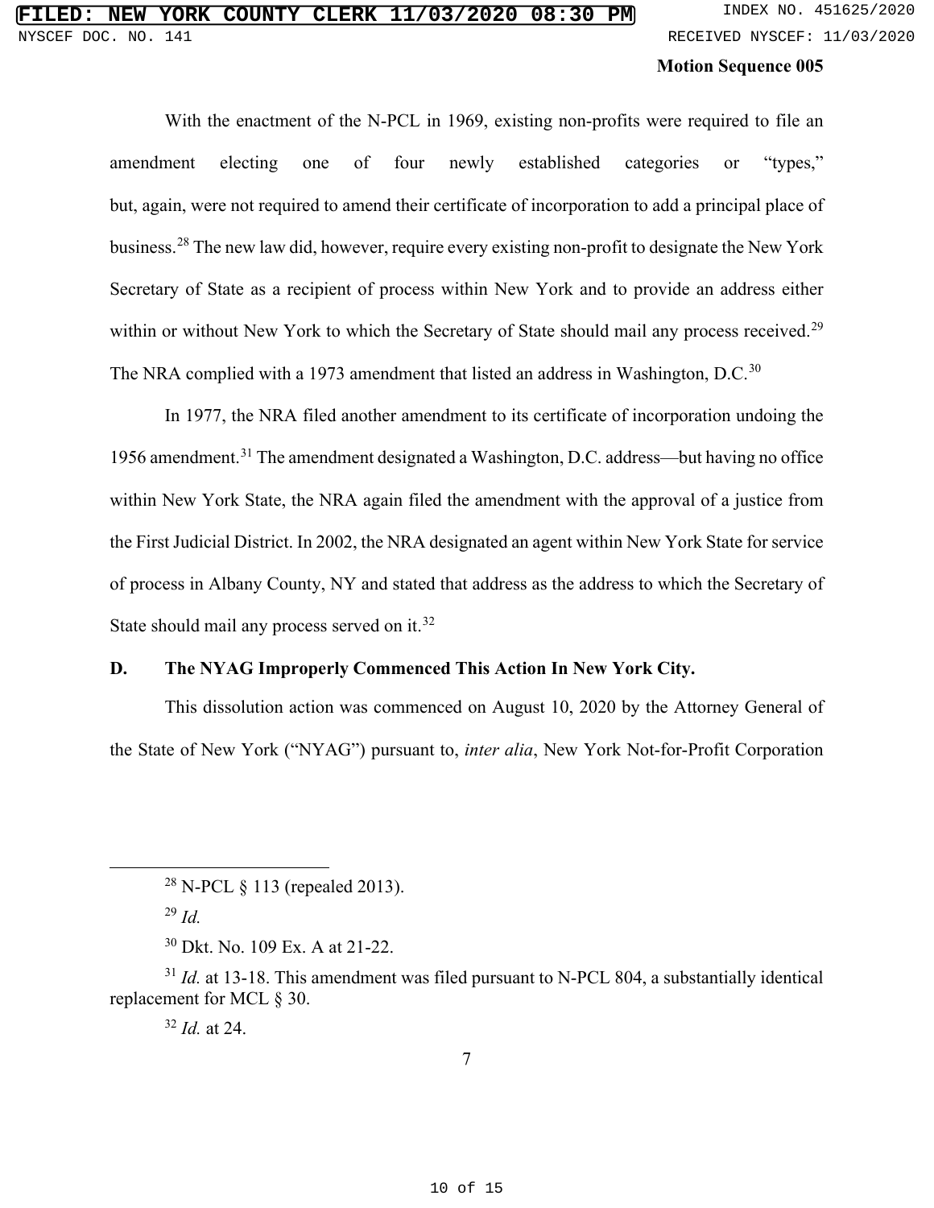**Motion Sequence 005**

With the enactment of the N-PCL in 1969, existing non-profits were required to file an amendment electing one of four newly established categories or "types," but, again, were not required to amend their certificate of incorporation to add a principal place of business.[28] The new law did, however, require every existing non-profit to designate the New York Secretary of State as a recipient of process within New York and to provide an address either within or without New York to which the Secretary of State should mail any process received.[29] The NRA complied with a 1973 amendment that listed an address in Washington, D.C.[30]

In 1977, the NRA filed another amendment to its certificate of incorporation undoing the 1956 amendment.[31] The amendment designated a Washington, D.C. address—but having no office within New York State, the NRA again filed the amendment with the approval of a justice from the First Judicial District. In 2002, the NRA designated an agent within New York State for service of process in Albany County, NY and stated that address as the address to which the Secretary of State should mail any process served on it.[32]

### D. The NYAG Improperly Commenced This Action In New York City.

This dissolution action was commenced on August 10, 2020 by the Attorney General of the State of New York ("NYAG") pursuant to, *inter alia*, New York Not-for-Profit Corporation

---

[28] N-PCL § 113 (repealed 2013).

[29] *Id.*

[30] Dkt. No. 109 Ex. A at 21-22.

[31] *Id.* at 13-18. This amendment was filed pursuant to N-PCL 804, a substantially identical replacement for MCL § 30.

[32] *Id.* at 24.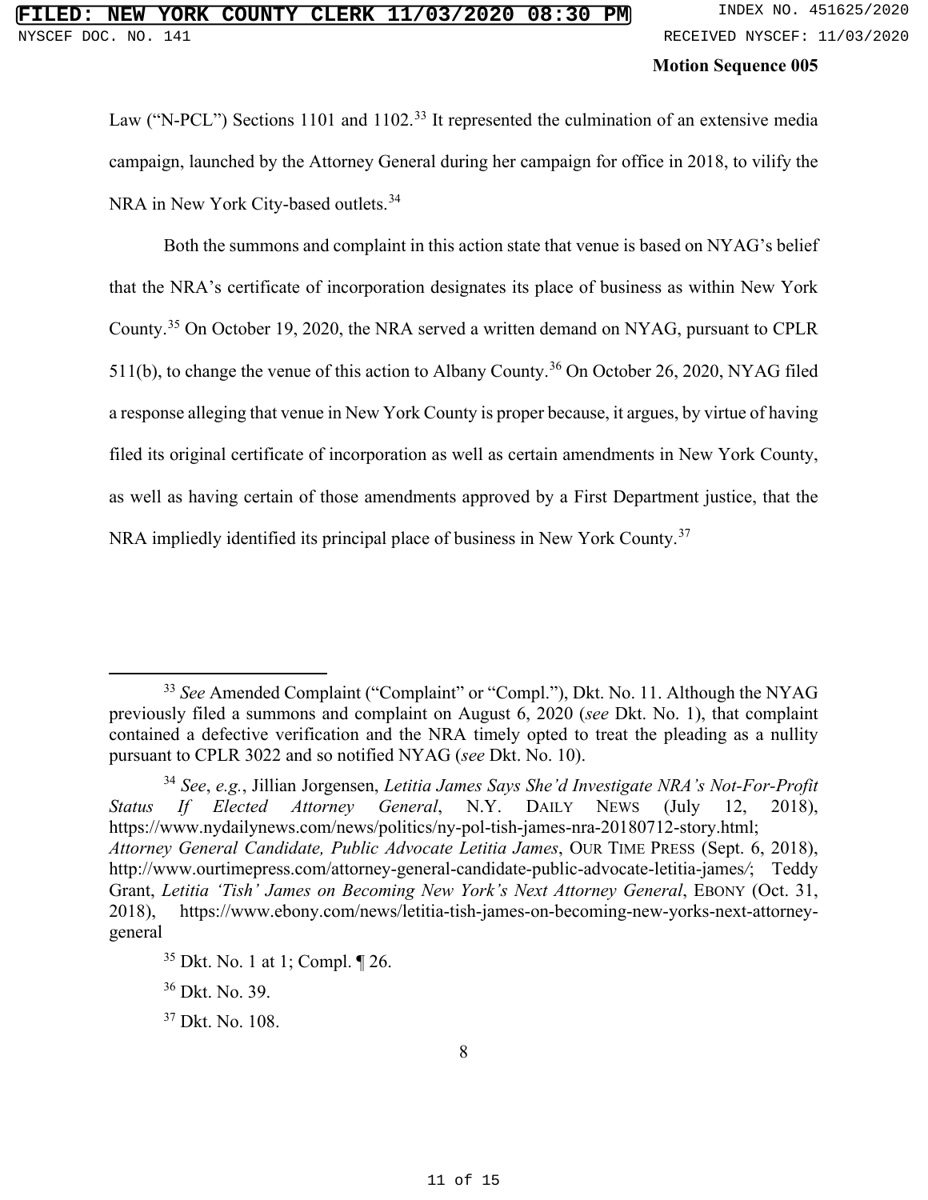**Motion Sequence 005**

Law ("N-PCL") Sections 1101 and 1102.[33] It represented the culmination of an extensive media campaign, launched by the Attorney General during her campaign for office in 2018, to vilify the NRA in New York City-based outlets.[34]

Both the summons and complaint in this action state that venue is based on NYAG's belief that the NRA's certificate of incorporation designates its place of business as within New York County.[35] On October 19, 2020, the NRA served a written demand on NYAG, pursuant to CPLR 511(b), to change the venue of this action to Albany County.[36] On October 26, 2020, NYAG filed a response alleging that venue in New York County is proper because, it argues, by virtue of having filed its original certificate of incorporation as well as certain amendments in New York County, as well as having certain of those amendments approved by a First Department justice, that the NRA impliedly identified its principal place of business in New York County.[37]

---

[33] *See* Amended Complaint ("Complaint" or "Compl."), Dkt. No. 11. Although the NYAG previously filed a summons and complaint on August 6, 2020 (*see* Dkt. No. 1), that complaint contained a defective verification and the NRA timely opted to treat the pleading as a nullity pursuant to CPLR 3022 and so notified NYAG (*see* Dkt. No. 10).

[34] *See*, *e.g.*, Jillian Jorgensen, *Letitia James Says She'd Investigate NRA's Not-For-Profit Status If Elected Attorney General*, N.Y. DAILY NEWS (July 12, 2018), https://www.nydailynews.com/news/politics/ny-pol-tish-james-nra-20180712-story.html; *Attorney General Candidate, Public Advocate Letitia James*, OUR TIME PRESS (Sept. 6, 2018), http://www.ourtimepress.com/attorney-general-candidate-public-advocate-letitia-james/; Teddy Grant, *Letitia 'Tish' James on Becoming New York's Next Attorney General*, EBONY (Oct. 31, 2018), https://www.ebony.com/news/letitia-tish-james-on-becoming-new-yorks-next-attorney-general

[35] Dkt. No. 1 at 1; Compl. ¶ 26.

[36] Dkt. No. 39.

[37] Dkt. No. 108.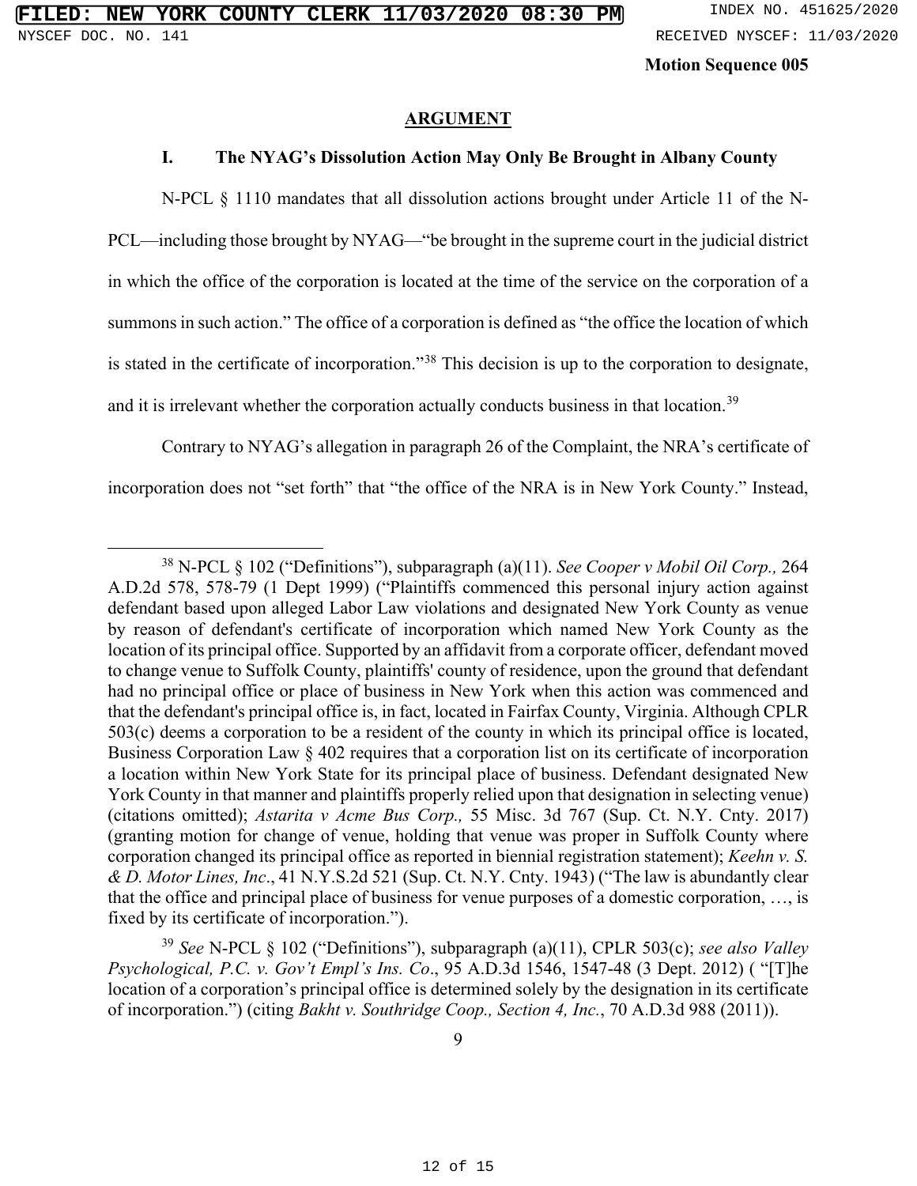**Motion Sequence 005**

## ARGUMENT

### I. The NYAG's Dissolution Action May Only Be Brought in Albany County

N-PCL § 1110 mandates that all dissolution actions brought under Article 11 of the N-PCL—including those brought by NYAG—"be brought in the supreme court in the judicial district in which the office of the corporation is located at the time of the service on the corporation of a summons in such action." The office of a corporation is defined as "the office the location of which is stated in the certificate of incorporation."[38] This decision is up to the corporation to designate, and it is irrelevant whether the corporation actually conducts business in that location.[39]

Contrary to NYAG's allegation in paragraph 26 of the Complaint, the NRA's certificate of incorporation does not "set forth" that "the office of the NRA is in New York County." Instead,

---

[38] N-PCL § 102 ("Definitions"), subparagraph (a)(11). *See Cooper v Mobil Oil Corp.,* 264 A.D.2d 578, 578-79 (1 Dept 1999) ("Plaintiffs commenced this personal injury action against defendant based upon alleged Labor Law violations and designated New York County as venue by reason of defendant's certificate of incorporation which named New York County as the location of its principal office. Supported by an affidavit from a corporate officer, defendant moved to change venue to Suffolk County, plaintiffs' county of residence, upon the ground that defendant had no principal office or place of business in New York when this action was commenced and that the defendant's principal office is, in fact, located in Fairfax County, Virginia. Although CPLR 503(c) deems a corporation to be a resident of the county in which its principal office is located, Business Corporation Law § 402 requires that a corporation list on its certificate of incorporation a location within New York State for its principal place of business. Defendant designated New York County in that manner and plaintiffs properly relied upon that designation in selecting venue) (citations omitted); *Astarita v Acme Bus Corp.,* 55 Misc. 3d 767 (Sup. Ct. N.Y. Cnty. 2017) (granting motion for change of venue, holding that venue was proper in Suffolk County where corporation changed its principal office as reported in biennial registration statement); *Keehn v. S. & D. Motor Lines, Inc*., 41 N.Y.S.2d 521 (Sup. Ct. N.Y. Cnty. 1943) ("The law is abundantly clear that the office and principal place of business for venue purposes of a domestic corporation, …, is fixed by its certificate of incorporation.").

[39] *See* N-PCL § 102 ("Definitions"), subparagraph (a)(11), CPLR 503(c); *see also Valley Psychological, P.C. v. Gov't Empl's Ins. Co*., 95 A.D.3d 1546, 1547-48 (3 Dept. 2012) ( "[T]he location of a corporation's principal office is determined solely by the designation in its certificate of incorporation.") (citing *Bakht v. Southridge Coop., Section 4, Inc.*, 70 A.D.3d 988 (2011)).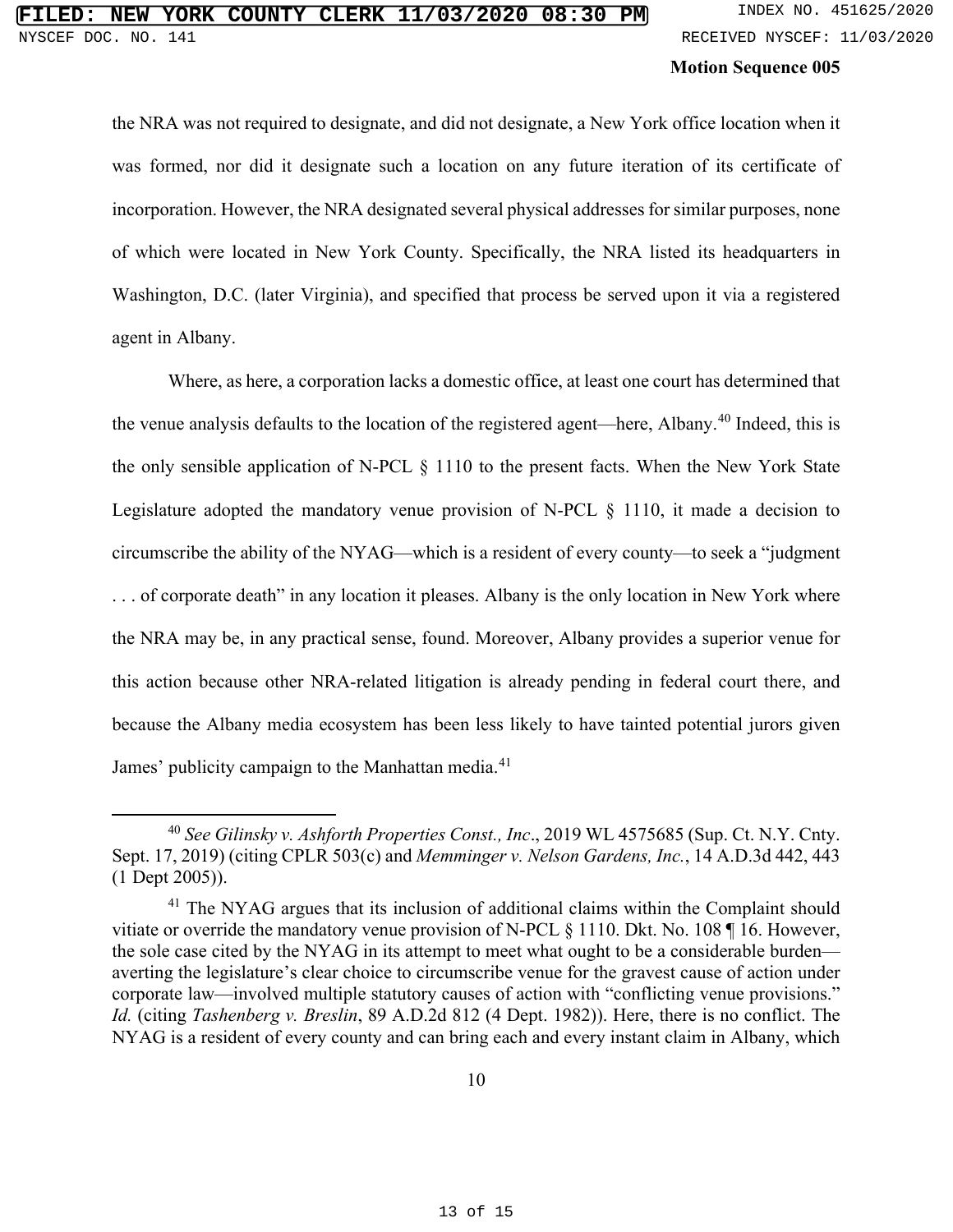**Motion Sequence 005**

the NRA was not required to designate, and did not designate, a New York office location when it was formed, nor did it designate such a location on any future iteration of its certificate of incorporation. However, the NRA designated several physical addresses for similar purposes, none of which were located in New York County. Specifically, the NRA listed its headquarters in Washington, D.C. (later Virginia), and specified that process be served upon it via a registered agent in Albany.

Where, as here, a corporation lacks a domestic office, at least one court has determined that the venue analysis defaults to the location of the registered agent—here, Albany.[40] Indeed, this is the only sensible application of N-PCL § 1110 to the present facts. When the New York State Legislature adopted the mandatory venue provision of N-PCL § 1110, it made a decision to circumscribe the ability of the NYAG—which is a resident of every county—to seek a "judgment . . . of corporate death" in any location it pleases. Albany is the only location in New York where the NRA may be, in any practical sense, found. Moreover, Albany provides a superior venue for this action because other NRA-related litigation is already pending in federal court there, and because the Albany media ecosystem has been less likely to have tainted potential jurors given James' publicity campaign to the Manhattan media.[41]

---

[40] *See Gilinsky v. Ashforth Properties Const., Inc*., 2019 WL 4575685 (Sup. Ct. N.Y. Cnty. Sept. 17, 2019) (citing CPLR 503(c) and *Memminger v. Nelson Gardens, Inc.*, 14 A.D.3d 442, 443 (1 Dept 2005)).

[41] The NYAG argues that its inclusion of additional claims within the Complaint should vitiate or override the mandatory venue provision of N-PCL § 1110. Dkt. No. 108 ¶ 16. However, the sole case cited by the NYAG in its attempt to meet what ought to be a considerable burden—averting the legislature's clear choice to circumscribe venue for the gravest cause of action under corporate law—involved multiple statutory causes of action with "conflicting venue provisions." *Id.* (citing *Tashenberg v. Breslin*, 89 A.D.2d 812 (4 Dept. 1982)). Here, there is no conflict. The NYAG is a resident of every county and can bring each and every instant claim in Albany, which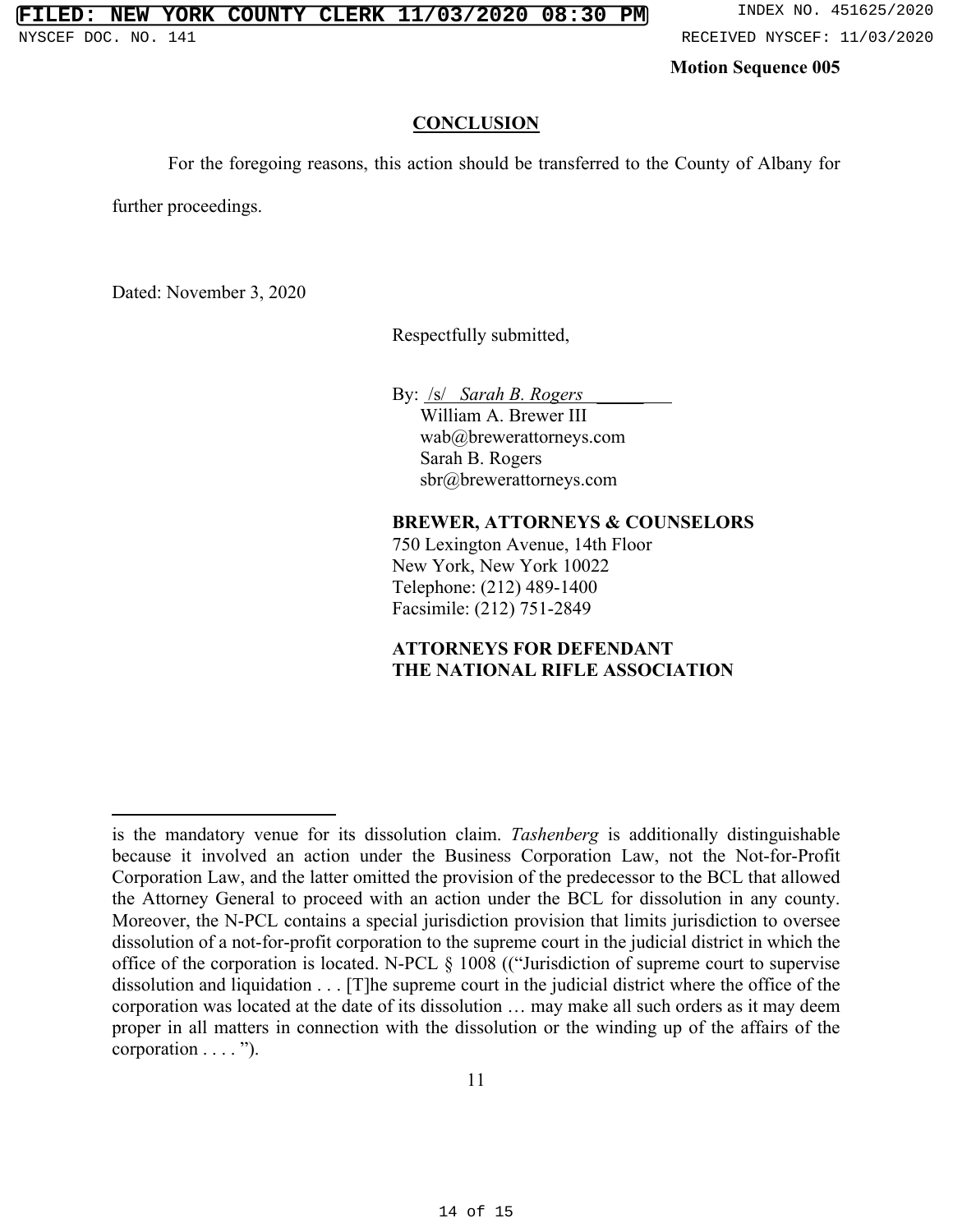**Motion Sequence 005**

## CONCLUSION

For the foregoing reasons, this action should be transferred to the County of Albany for further proceedings.

Dated: November 3, 2020

Respectfully submitted,

By: /s/ *Sarah B. Rogers*
William A. Brewer III
wab@brewerattorneys.com
Sarah B. Rogers
sbr@brewerattorneys.com

**BREWER, ATTORNEYS & COUNSELORS**
750 Lexington Avenue, 14th Floor
New York, New York 10022
Telephone: (212) 489-1400
Facsimile: (212) 751-2849

**ATTORNEYS FOR DEFENDANT THE NATIONAL RIFLE ASSOCIATION**

---

is the mandatory venue for its dissolution claim. *Tashenberg* is additionally distinguishable because it involved an action under the Business Corporation Law, not the Not-for-Profit Corporation Law, and the latter omitted the provision of the predecessor to the BCL that allowed the Attorney General to proceed with an action under the BCL for dissolution in any county. Moreover, the N-PCL contains a special jurisdiction provision that limits jurisdiction to oversee dissolution of a not-for-profit corporation to the supreme court in the judicial district in which the office of the corporation is located. N-PCL § 1008 ((“Jurisdiction of supreme court to supervise dissolution and liquidation . . . [T]he supreme court in the judicial district where the office of the corporation was located at the date of its dissolution … may make all such orders as it may deem proper in all matters in connection with the dissolution or the winding up of the affairs of the corporation . . . . ”).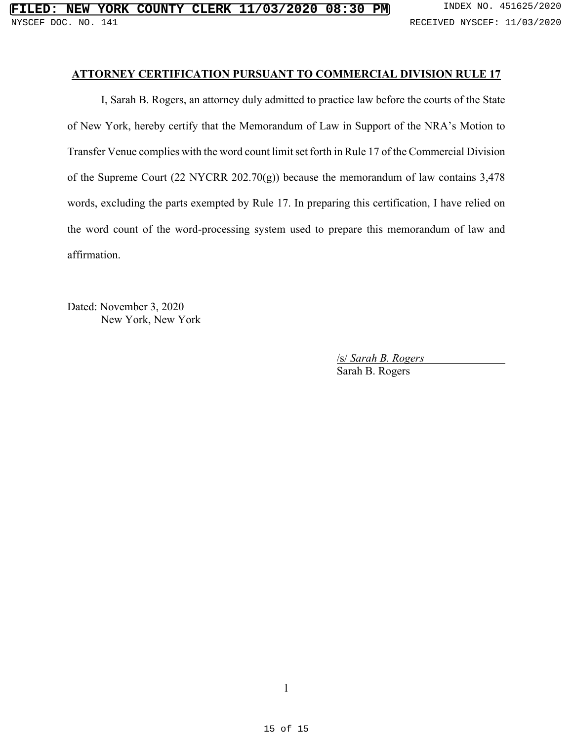**ATTORNEY CERTIFICATION PURSUANT TO COMMERCIAL DIVISION RULE 17**

I, Sarah B. Rogers, an attorney duly admitted to practice law before the courts of the State of New York, hereby certify that the Memorandum of Law in Support of the NRA's Motion to Transfer Venue complies with the word count limit set forth in Rule 17 of the Commercial Division of the Supreme Court (22 NYCRR 202.70(g)) because the memorandum of law contains 3,478 words, excluding the parts exempted by Rule 17. In preparing this certification, I have relied on the word count of the word-processing system used to prepare this memorandum of law and affirmation.

Dated: November 3, 2020
New York, New York

/s/ *Sarah B. Rogers*
Sarah B. Rogers